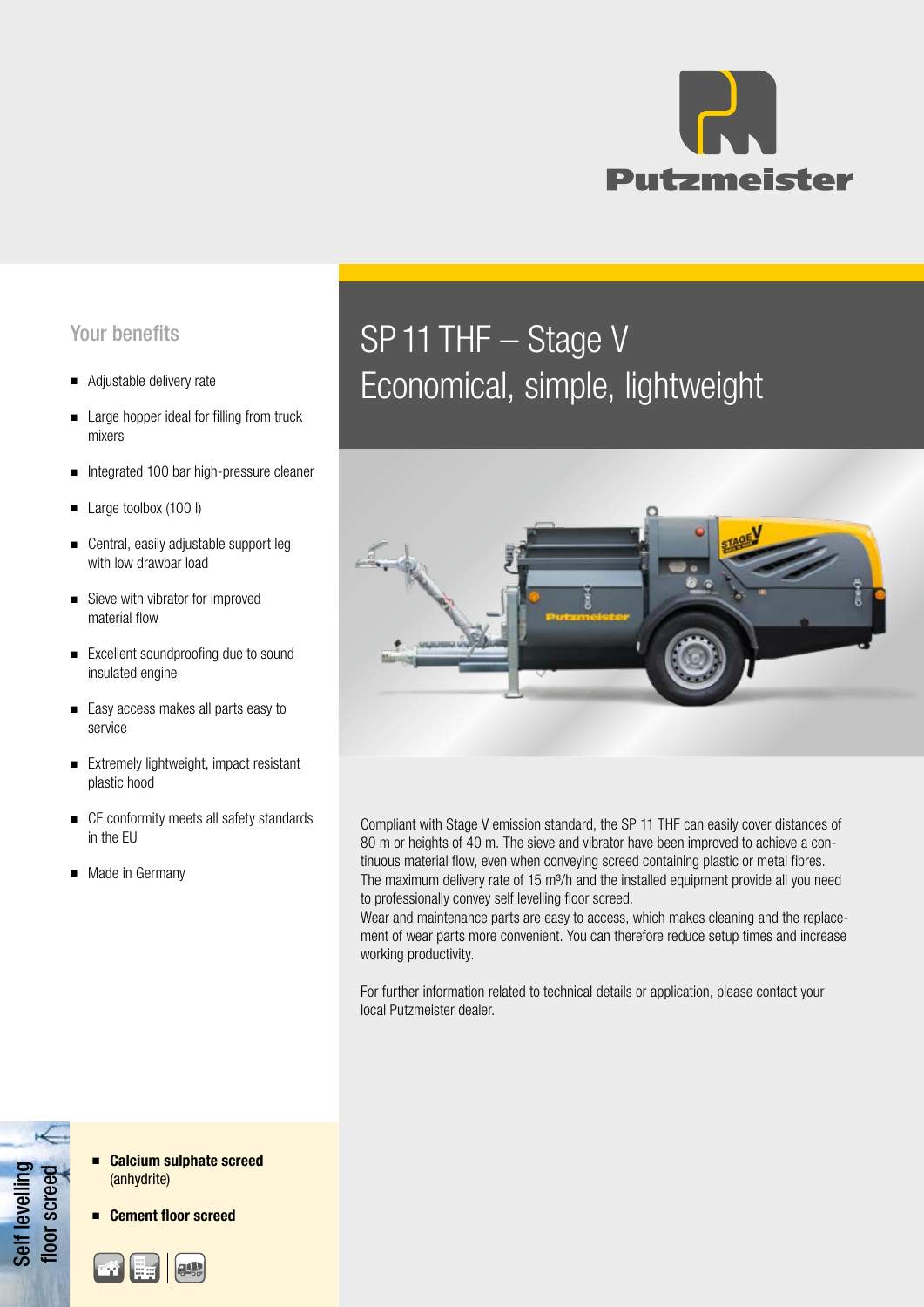Putzmeister

# SP 11 THF – Stage V
# Economical, simple, lightweight

## Your benefits

- Adjustable delivery rate
- Large hopper ideal for filling from truck mixers
- Integrated 100 bar high-pressure cleaner
- Large toolbox (100 l)
- Central, easily adjustable support leg with low drawbar load
- Sieve with vibrator for improved material flow
- Excellent soundproofing due to sound insulated engine
- Easy access makes all parts easy to service
- Extremely lightweight, impact resistant plastic hood
- CE conformity meets all safety standards in the EU
- Made in Germany

Compliant with Stage V emission standard, the SP 11 THF can easily cover distances of 80 m or heights of 40 m. The sieve and vibrator have been improved to achieve a continuous material flow, even when conveying screed containing plastic or metal fibres. The maximum delivery rate of 15 m³/h and the installed equipment provide all you need to professionally convey self levelling floor screed.
Wear and maintenance parts are easy to access, which makes cleaning and the replacement of wear parts more convenient. You can therefore reduce setup times and increase working productivity.

For further information related to technical details or application, please contact your local Putzmeister dealer.

**Self levelling floor screed**

- **Calcium sulphate screed** (anhydrite)
- **Cement floor screed**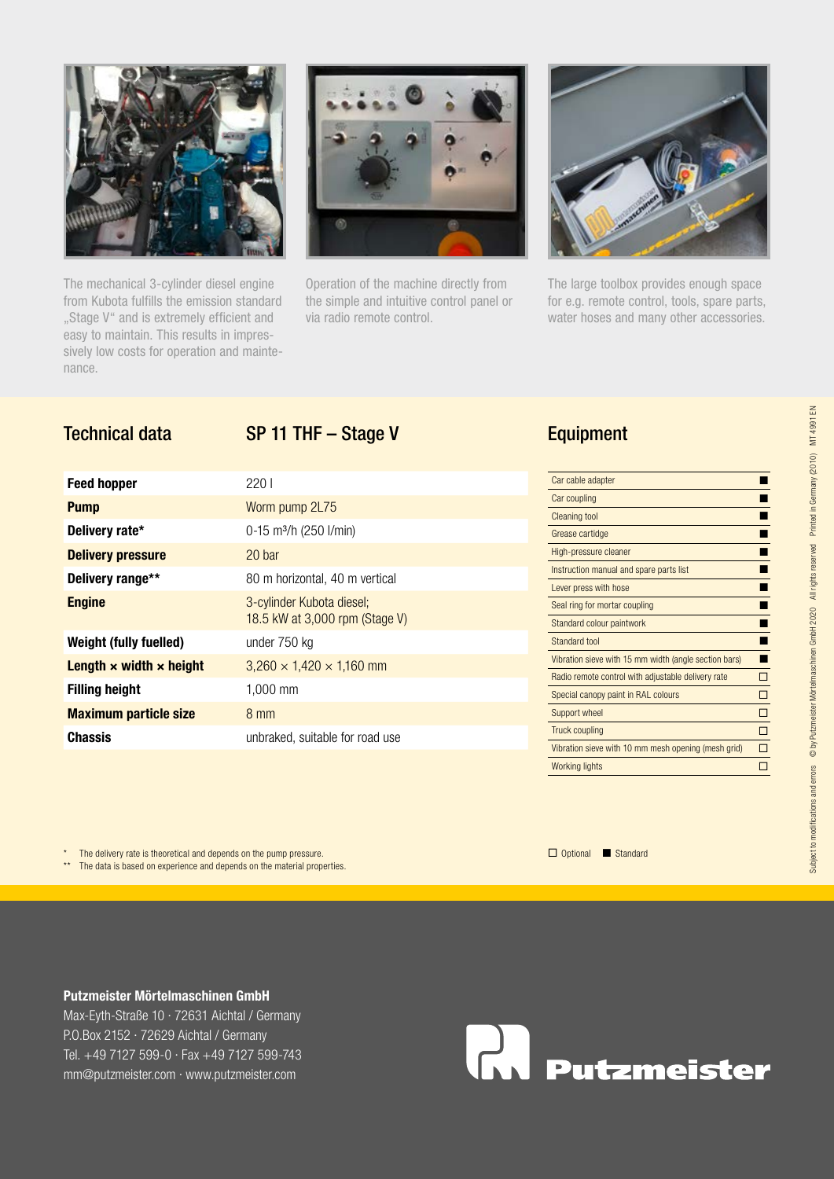The mechanical 3-cylinder diesel engine from Kubota fulfills the emission standard „Stage V“ and is extremely efficient and easy to maintain. This results in impressively low costs for operation and maintenance.

Operation of the machine directly from the simple and intuitive control panel or via radio remote control.

The large toolbox provides enough space for e.g. remote control, tools, spare parts, water hoses and many other accessories.

## Technical data

### SP 11 THF – Stage V

| | |
|---|---|
| **Feed hopper** | 220 l |
| **Pump** | Worm pump 2L75 |
| **Delivery rate*** | 0-15 m³/h (250 l/min) |
| **Delivery pressure** | 20 bar |
| **Delivery range**** | 80 m horizontal, 40 m vertical |
| **Engine** | 3-cylinder Kubota diesel; 18.5 kW at 3,000 rpm (Stage V) |
| **Weight (fully fuelled)** | under 750 kg |
| **Length × width × height** | 3,260 × 1,420 × 1,160 mm |
| **Filling height** | 1,000 mm |
| **Maximum particle size** | 8 mm |
| **Chassis** | unbraked, suitable for road use |

\* The delivery rate is theoretical and depends on the pump pressure.
\*\* The data is based on experience and depends on the material properties.

## Equipment

| | |
|---|---|
| Car cable adapter | ■ |
| Car coupling | ■ |
| Cleaning tool | ■ |
| Grease cartidge | ■ |
| High-pressure cleaner | ■ |
| Instruction manual and spare parts list | ■ |
| Lever press with hose | ■ |
| Seal ring for mortar coupling | ■ |
| Standard colour paintwork | ■ |
| Standard tool | ■ |
| Vibration sieve with 15 mm width (angle section bars) | ■ |
| Radio remote control with adjustable delivery rate | □ |
| Special canopy paint in RAL colours | □ |
| Support wheel | □ |
| Truck coupling | □ |
| Vibration sieve with 10 mm mesh opening (mesh grid) | □ |
| Working lights | □ |

□ Optional ■ Standard

**Putzmeister Mörtelmaschinen GmbH**
Max-Eyth-Straße 10 · 72631 Aichtal / Germany
P.O.Box 2152 · 72629 Aichtal / Germany
Tel. +49 7127 599-0 · Fax +49 7127 599-743
mm@putzmeister.com · www.putzmeister.com

Putzmeister

Subject to modifications and errors © by Putzmeister Mörtelmaschinen GmbH 2020 All rights reserved Printed in Germany (2010) MT 4991 EN